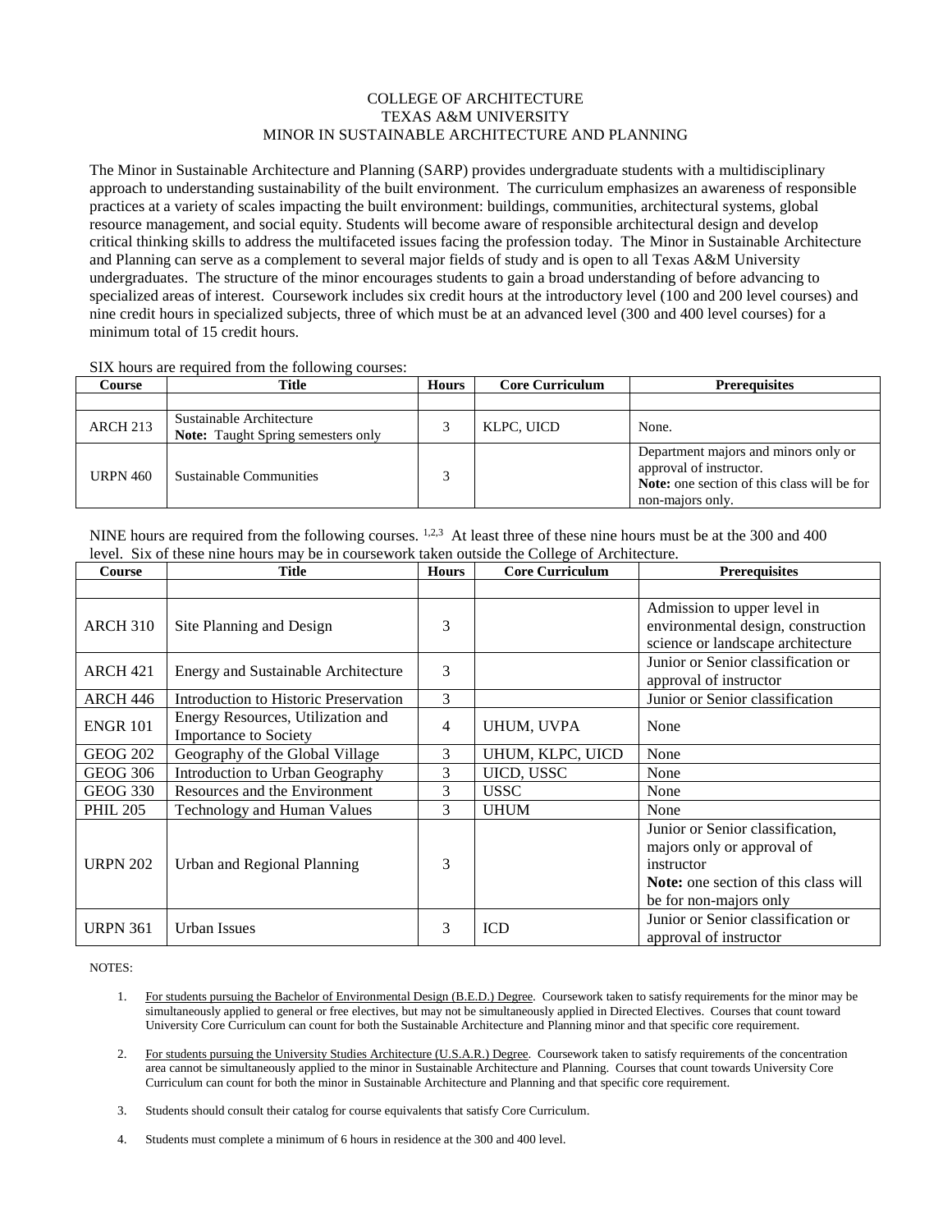# COLLEGE OF ARCHITECTURE
# TEXAS A&M UNIVERSITY
# MINOR IN SUSTAINABLE ARCHITECTURE AND PLANNING

The Minor in Sustainable Architecture and Planning (SARP) provides undergraduate students with a multidisciplinary approach to understanding sustainability of the built environment. The curriculum emphasizes an awareness of responsible practices at a variety of scales impacting the built environment: buildings, communities, architectural systems, global resource management, and social equity. Students will become aware of responsible architectural design and develop critical thinking skills to address the multifaceted issues facing the profession today. The Minor in Sustainable Architecture and Planning can serve as a complement to several major fields of study and is open to all Texas A&M University undergraduates. The structure of the minor encourages students to gain a broad understanding of before advancing to specialized areas of interest. Coursework includes six credit hours at the introductory level (100 and 200 level courses) and nine credit hours in specialized subjects, three of which must be at an advanced level (300 and 400 level courses) for a minimum total of 15 credit hours.

SIX hours are required from the following courses:

| Course | Title | Hours | Core Curriculum | Prerequisites |
|---|---|---|---|---|
| | | | | |
| ARCH 213 | Sustainable Architecture **Note:** Taught Spring semesters only | 3 | KLPC, UICD | None. |
| URPN 460 | Sustainable Communities | 3 | | Department majors and minors only or approval of instructor. **Note:** one section of this class will be for non-majors only. |

NINE hours are required from the following courses. [1,2,3] At least three of these nine hours must be at the 300 and 400 level. Six of these nine hours may be in coursework taken outside the College of Architecture.

| Course | Title | Hours | Core Curriculum | Prerequisites |
|---|---|---|---|---|
| | | | | |
| ARCH 310 | Site Planning and Design | 3 | | Admission to upper level in environmental design, construction science or landscape architecture |
| ARCH 421 | Energy and Sustainable Architecture | 3 | | Junior or Senior classification or approval of instructor |
| ARCH 446 | Introduction to Historic Preservation | 3 | | Junior or Senior classification |
| ENGR 101 | Energy Resources, Utilization and Importance to Society | 4 | UHUM, UVPA | None |
| GEOG 202 | Geography of the Global Village | 3 | UHUM, KLPC, UICD | None |
| GEOG 306 | Introduction to Urban Geography | 3 | UICD, USSC | None |
| GEOG 330 | Resources and the Environment | 3 | USSC | None |
| PHIL 205 | Technology and Human Values | 3 | UHUM | None |
| URPN 202 | Urban and Regional Planning | 3 | | Junior or Senior classification, majors only or approval of instructor **Note:** one section of this class will be for non-majors only |
| URPN 361 | Urban Issues | 3 | ICD | Junior or Senior classification or approval of instructor |

NOTES:

1. For students pursuing the Bachelor of Environmental Design (B.E.D.) Degree. Coursework taken to satisfy requirements for the minor may be simultaneously applied to general or free electives, but may not be simultaneously applied in Directed Electives. Courses that count toward University Core Curriculum can count for both the Sustainable Architecture and Planning minor and that specific core requirement.

2. For students pursuing the University Studies Architecture (U.S.A.R.) Degree. Coursework taken to satisfy requirements of the concentration area cannot be simultaneously applied to the minor in Sustainable Architecture and Planning. Courses that count towards University Core Curriculum can count for both the minor in Sustainable Architecture and Planning and that specific core requirement.

3. Students should consult their catalog for course equivalents that satisfy Core Curriculum.

4. Students must complete a minimum of 6 hours in residence at the 300 and 400 level.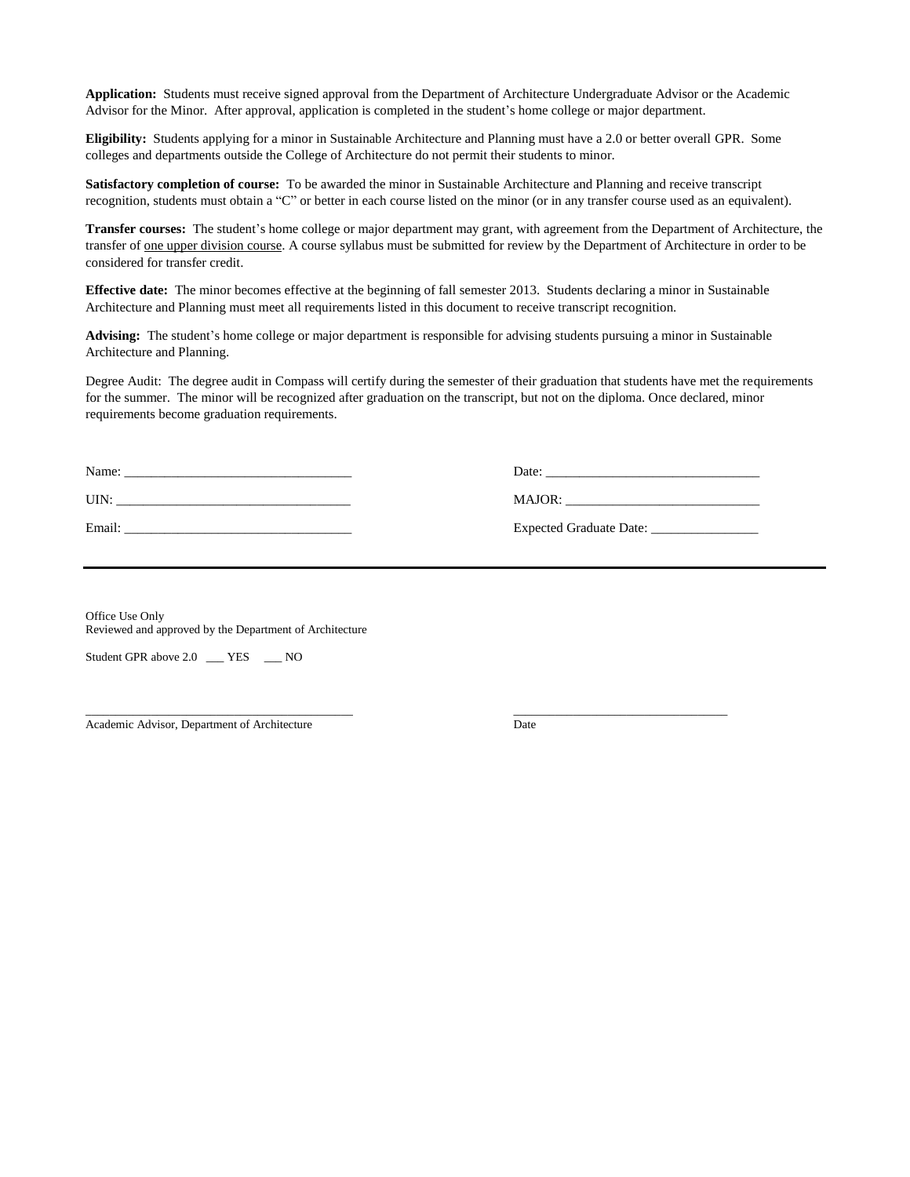**Application:** Students must receive signed approval from the Department of Architecture Undergraduate Advisor or the Academic Advisor for the Minor. After approval, application is completed in the student's home college or major department.

**Eligibility:** Students applying for a minor in Sustainable Architecture and Planning must have a 2.0 or better overall GPR. Some colleges and departments outside the College of Architecture do not permit their students to minor.

**Satisfactory completion of course:** To be awarded the minor in Sustainable Architecture and Planning and receive transcript recognition, students must obtain a "C" or better in each course listed on the minor (or in any transfer course used as an equivalent).

**Transfer courses:** The student's home college or major department may grant, with agreement from the Department of Architecture, the transfer of one upper division course. A course syllabus must be submitted for review by the Department of Architecture in order to be considered for transfer credit.

**Effective date:** The minor becomes effective at the beginning of fall semester 2013. Students declaring a minor in Sustainable Architecture and Planning must meet all requirements listed in this document to receive transcript recognition.

**Advising:** The student's home college or major department is responsible for advising students pursuing a minor in Sustainable Architecture and Planning.

Degree Audit: The degree audit in Compass will certify during the semester of their graduation that students have met the requirements for the summer. The minor will be recognized after graduation on the transcript, but not on the diploma. Once declared, minor requirements become graduation requirements.

Name: __________________________________ Date: ________________________________

UIN: ___________________________________ MAJOR: _____________________________

Email: __________________________________ Expected Graduate Date: ________________

---

Office Use Only
Reviewed and approved by the Department of Architecture

Student GPR above 2.0 ___ YES ___ NO

_________________________________________ _________________________________
Academic Advisor, Department of Architecture Date